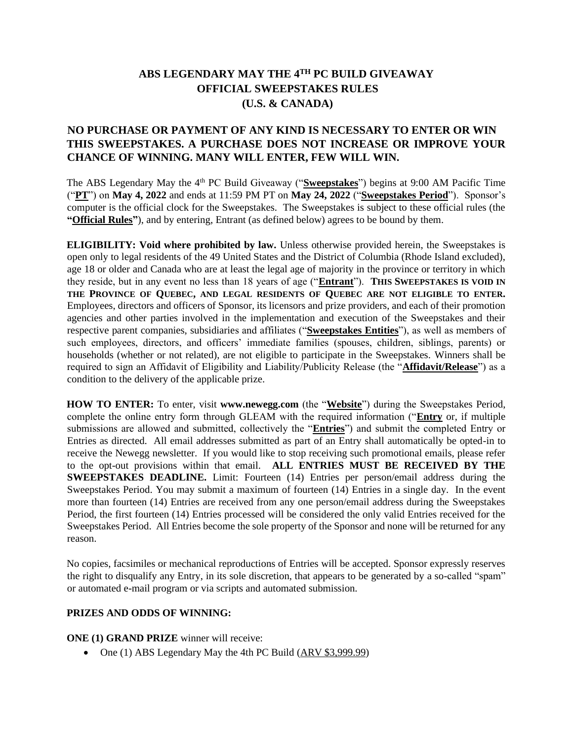# ABS LEGENDARY MAY THE 4TH PC BUILD GIVEAWAY
# OFFICIAL SWEEPSTAKES RULES
# (U.S. & CANADA)

**NO PURCHASE OR PAYMENT OF ANY KIND IS NECESSARY TO ENTER OR WIN THIS SWEEPSTAKES. A PURCHASE DOES NOT INCREASE OR IMPROVE YOUR CHANCE OF WINNING. MANY WILL ENTER, FEW WILL WIN.**

The ABS Legendary May the 4th PC Build Giveaway ("**Sweepstakes**") begins at 9:00 AM Pacific Time ("**PT**") on **May 4, 2022** and ends at 11:59 PM PT on **May 24, 2022** ("**Sweepstakes Period**"). Sponsor's computer is the official clock for the Sweepstakes. The Sweepstakes is subject to these official rules (the **"Official Rules"**), and by entering, Entrant (as defined below) agrees to be bound by them.

**ELIGIBILITY: Void where prohibited by law.** Unless otherwise provided herein, the Sweepstakes is open only to legal residents of the 49 United States and the District of Columbia (Rhode Island excluded), age 18 or older and Canada who are at least the legal age of majority in the province or territory in which they reside, but in any event no less than 18 years of age ("**Entrant**"). **THIS SWEEPSTAKES IS VOID IN THE PROVINCE OF QUEBEC, AND LEGAL RESIDENTS OF QUEBEC ARE NOT ELIGIBLE TO ENTER.** Employees, directors and officers of Sponsor, its licensors and prize providers, and each of their promotion agencies and other parties involved in the implementation and execution of the Sweepstakes and their respective parent companies, subsidiaries and affiliates ("**Sweepstakes Entities**"), as well as members of such employees, directors, and officers' immediate families (spouses, children, siblings, parents) or households (whether or not related), are not eligible to participate in the Sweepstakes. Winners shall be required to sign an Affidavit of Eligibility and Liability/Publicity Release (the "**Affidavit/Release**") as a condition to the delivery of the applicable prize.

**HOW TO ENTER:** To enter, visit **www.newegg.com** (the "**Website**") during the Sweepstakes Period, complete the online entry form through GLEAM with the required information ("**Entry** or, if multiple submissions are allowed and submitted, collectively the "**Entries**") and submit the completed Entry or Entries as directed. All email addresses submitted as part of an Entry shall automatically be opted-in to receive the Newegg newsletter. If you would like to stop receiving such promotional emails, please refer to the opt-out provisions within that email. **ALL ENTRIES MUST BE RECEIVED BY THE SWEEPSTAKES DEADLINE.** Limit: Fourteen (14) Entries per person/email address during the Sweepstakes Period. You may submit a maximum of fourteen (14) Entries in a single day. In the event more than fourteen (14) Entries are received from any one person/email address during the Sweepstakes Period, the first fourteen (14) Entries processed will be considered the only valid Entries received for the Sweepstakes Period. All Entries become the sole property of the Sponsor and none will be returned for any reason.

No copies, facsimiles or mechanical reproductions of Entries will be accepted. Sponsor expressly reserves the right to disqualify any Entry, in its sole discretion, that appears to be generated by a so-called "spam" or automated e-mail program or via scripts and automated submission.

**PRIZES AND ODDS OF WINNING:**

**ONE (1) GRAND PRIZE** winner will receive:

- One (1) ABS Legendary May the 4th PC Build (ARV $3,999.99)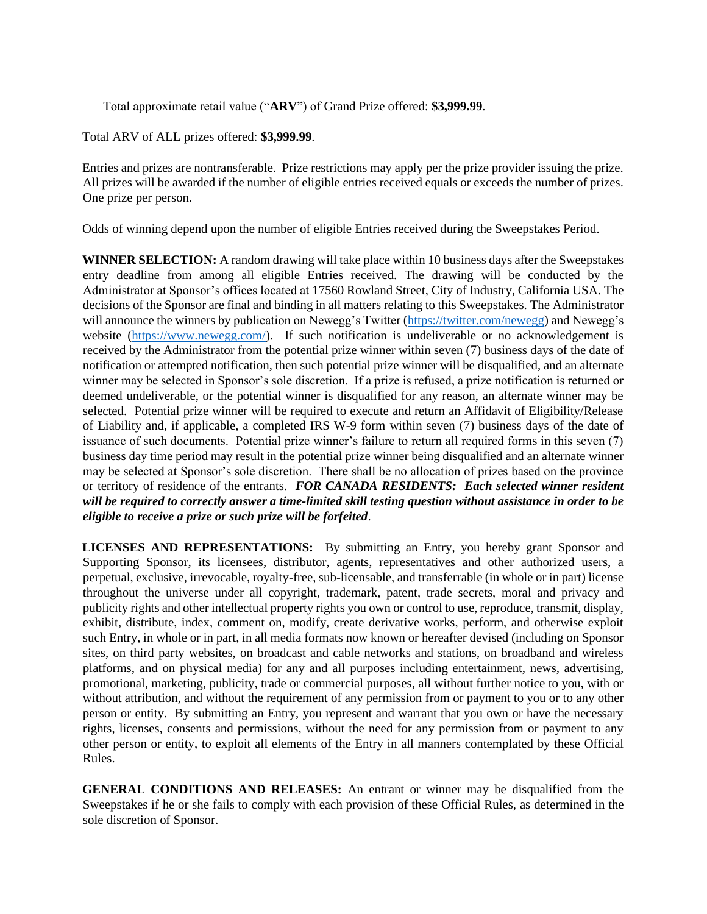Total approximate retail value ("**ARV**") of Grand Prize offered: **$3,999.99**.

Total ARV of ALL prizes offered: **$3,999.99**.

Entries and prizes are nontransferable. Prize restrictions may apply per the prize provider issuing the prize. All prizes will be awarded if the number of eligible entries received equals or exceeds the number of prizes. One prize per person.

Odds of winning depend upon the number of eligible Entries received during the Sweepstakes Period.

**WINNER SELECTION:** A random drawing will take place within 10 business days after the Sweepstakes entry deadline from among all eligible Entries received. The drawing will be conducted by the Administrator at Sponsor's offices located at 17560 Rowland Street, City of Industry, California USA. The decisions of the Sponsor are final and binding in all matters relating to this Sweepstakes. The Administrator will announce the winners by publication on Newegg's Twitter (https://twitter.com/newegg) and Newegg's website (https://www.newegg.com/). If such notification is undeliverable or no acknowledgement is received by the Administrator from the potential prize winner within seven (7) business days of the date of notification or attempted notification, then such potential prize winner will be disqualified, and an alternate winner may be selected in Sponsor's sole discretion. If a prize is refused, a prize notification is returned or deemed undeliverable, or the potential winner is disqualified for any reason, an alternate winner may be selected. Potential prize winner will be required to execute and return an Affidavit of Eligibility/Release of Liability and, if applicable, a completed IRS W-9 form within seven (7) business days of the date of issuance of such documents. Potential prize winner's failure to return all required forms in this seven (7) business day time period may result in the potential prize winner being disqualified and an alternate winner may be selected at Sponsor's sole discretion. There shall be no allocation of prizes based on the province or territory of residence of the entrants. ***FOR CANADA RESIDENTS: Each selected winner resident will be required to correctly answer a time-limited skill testing question without assistance in order to be eligible to receive a prize or such prize will be forfeited***.

**LICENSES AND REPRESENTATIONS:** By submitting an Entry, you hereby grant Sponsor and Supporting Sponsor, its licensees, distributor, agents, representatives and other authorized users, a perpetual, exclusive, irrevocable, royalty-free, sub-licensable, and transferrable (in whole or in part) license throughout the universe under all copyright, trademark, patent, trade secrets, moral and privacy and publicity rights and other intellectual property rights you own or control to use, reproduce, transmit, display, exhibit, distribute, index, comment on, modify, create derivative works, perform, and otherwise exploit such Entry, in whole or in part, in all media formats now known or hereafter devised (including on Sponsor sites, on third party websites, on broadcast and cable networks and stations, on broadband and wireless platforms, and on physical media) for any and all purposes including entertainment, news, advertising, promotional, marketing, publicity, trade or commercial purposes, all without further notice to you, with or without attribution, and without the requirement of any permission from or payment to you or to any other person or entity. By submitting an Entry, you represent and warrant that you own or have the necessary rights, licenses, consents and permissions, without the need for any permission from or payment to any other person or entity, to exploit all elements of the Entry in all manners contemplated by these Official Rules.

**GENERAL CONDITIONS AND RELEASES:** An entrant or winner may be disqualified from the Sweepstakes if he or she fails to comply with each provision of these Official Rules, as determined in the sole discretion of Sponsor.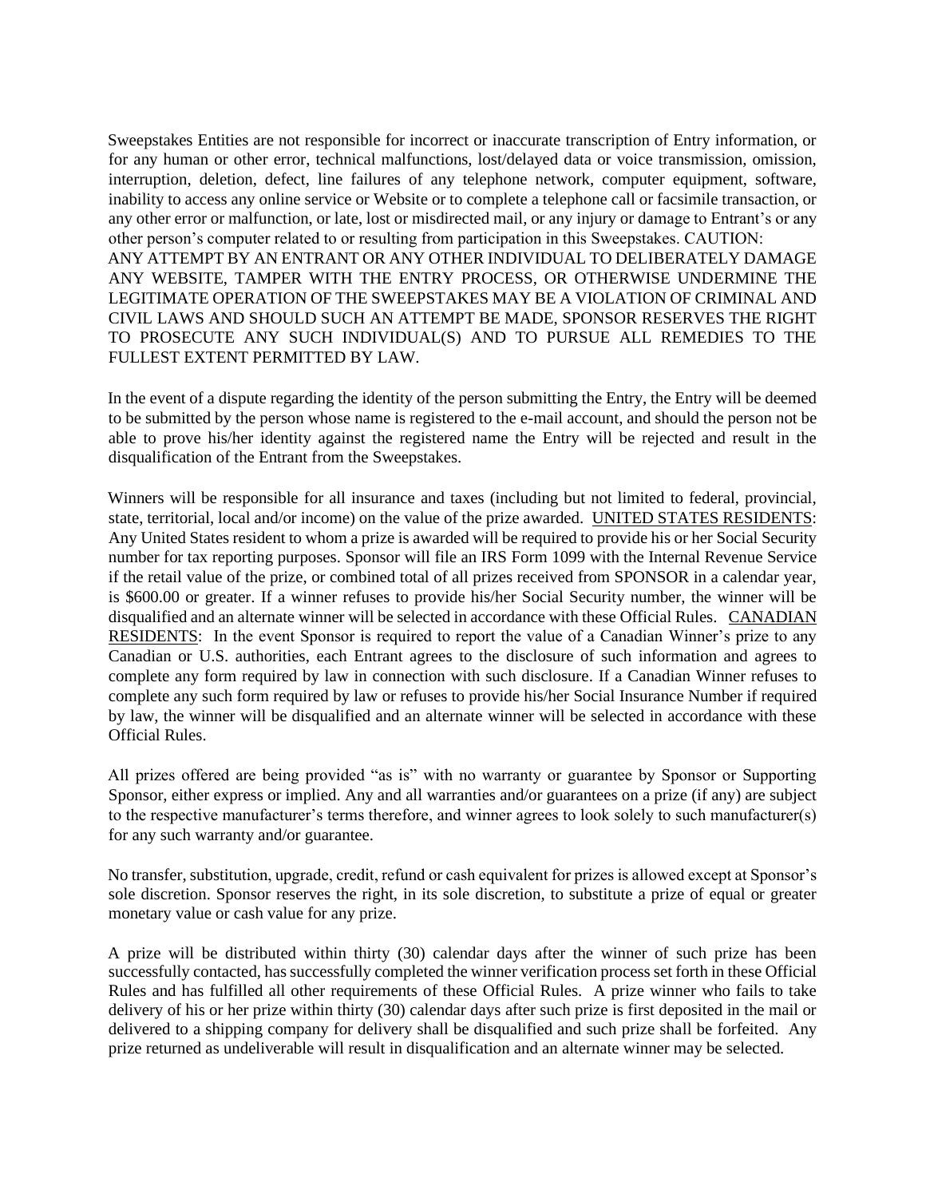Sweepstakes Entities are not responsible for incorrect or inaccurate transcription of Entry information, or for any human or other error, technical malfunctions, lost/delayed data or voice transmission, omission, interruption, deletion, defect, line failures of any telephone network, computer equipment, software, inability to access any online service or Website or to complete a telephone call or facsimile transaction, or any other error or malfunction, or late, lost or misdirected mail, or any injury or damage to Entrant's or any other person's computer related to or resulting from participation in this Sweepstakes. CAUTION: ANY ATTEMPT BY AN ENTRANT OR ANY OTHER INDIVIDUAL TO DELIBERATELY DAMAGE ANY WEBSITE, TAMPER WITH THE ENTRY PROCESS, OR OTHERWISE UNDERMINE THE LEGITIMATE OPERATION OF THE SWEEPSTAKES MAY BE A VIOLATION OF CRIMINAL AND CIVIL LAWS AND SHOULD SUCH AN ATTEMPT BE MADE, SPONSOR RESERVES THE RIGHT TO PROSECUTE ANY SUCH INDIVIDUAL(S) AND TO PURSUE ALL REMEDIES TO THE FULLEST EXTENT PERMITTED BY LAW.

In the event of a dispute regarding the identity of the person submitting the Entry, the Entry will be deemed to be submitted by the person whose name is registered to the e-mail account, and should the person not be able to prove his/her identity against the registered name the Entry will be rejected and result in the disqualification of the Entrant from the Sweepstakes.

Winners will be responsible for all insurance and taxes (including but not limited to federal, provincial, state, territorial, local and/or income) on the value of the prize awarded. UNITED STATES RESIDENTS: Any United States resident to whom a prize is awarded will be required to provide his or her Social Security number for tax reporting purposes. Sponsor will file an IRS Form 1099 with the Internal Revenue Service if the retail value of the prize, or combined total of all prizes received from SPONSOR in a calendar year, is $600.00 or greater. If a winner refuses to provide his/her Social Security number, the winner will be disqualified and an alternate winner will be selected in accordance with these Official Rules. CANADIAN RESIDENTS: In the event Sponsor is required to report the value of a Canadian Winner's prize to any Canadian or U.S. authorities, each Entrant agrees to the disclosure of such information and agrees to complete any form required by law in connection with such disclosure. If a Canadian Winner refuses to complete any such form required by law or refuses to provide his/her Social Insurance Number if required by law, the winner will be disqualified and an alternate winner will be selected in accordance with these Official Rules.

All prizes offered are being provided "as is" with no warranty or guarantee by Sponsor or Supporting Sponsor, either express or implied. Any and all warranties and/or guarantees on a prize (if any) are subject to the respective manufacturer's terms therefore, and winner agrees to look solely to such manufacturer(s) for any such warranty and/or guarantee.

No transfer, substitution, upgrade, credit, refund or cash equivalent for prizes is allowed except at Sponsor's sole discretion. Sponsor reserves the right, in its sole discretion, to substitute a prize of equal or greater monetary value or cash value for any prize.

A prize will be distributed within thirty (30) calendar days after the winner of such prize has been successfully contacted, has successfully completed the winner verification process set forth in these Official Rules and has fulfilled all other requirements of these Official Rules. A prize winner who fails to take delivery of his or her prize within thirty (30) calendar days after such prize is first deposited in the mail or delivered to a shipping company for delivery shall be disqualified and such prize shall be forfeited. Any prize returned as undeliverable will result in disqualification and an alternate winner may be selected.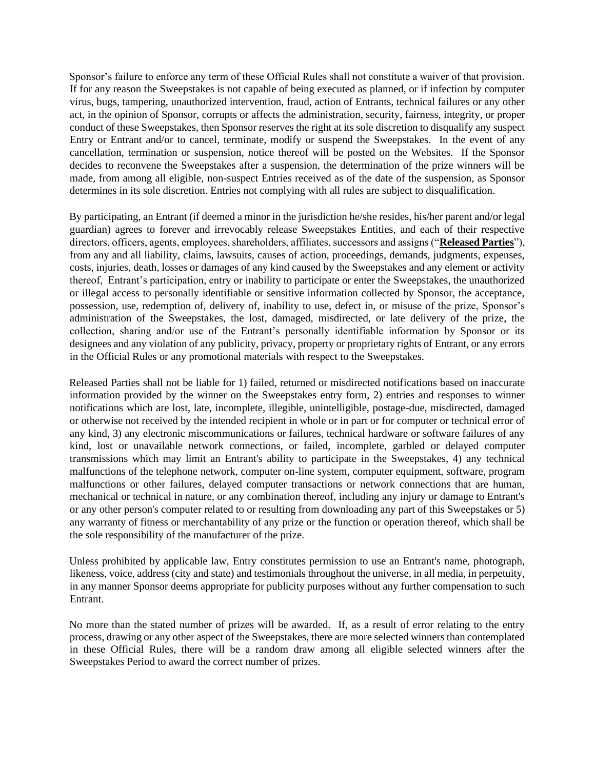Sponsor's failure to enforce any term of these Official Rules shall not constitute a waiver of that provision. If for any reason the Sweepstakes is not capable of being executed as planned, or if infection by computer virus, bugs, tampering, unauthorized intervention, fraud, action of Entrants, technical failures or any other act, in the opinion of Sponsor, corrupts or affects the administration, security, fairness, integrity, or proper conduct of these Sweepstakes, then Sponsor reserves the right at its sole discretion to disqualify any suspect Entry or Entrant and/or to cancel, terminate, modify or suspend the Sweepstakes. In the event of any cancellation, termination or suspension, notice thereof will be posted on the Websites. If the Sponsor decides to reconvene the Sweepstakes after a suspension, the determination of the prize winners will be made, from among all eligible, non-suspect Entries received as of the date of the suspension, as Sponsor determines in its sole discretion. Entries not complying with all rules are subject to disqualification.

By participating, an Entrant (if deemed a minor in the jurisdiction he/she resides, his/her parent and/or legal guardian) agrees to forever and irrevocably release Sweepstakes Entities, and each of their respective directors, officers, agents, employees, shareholders, affiliates, successors and assigns ("**Released Parties**"), from any and all liability, claims, lawsuits, causes of action, proceedings, demands, judgments, expenses, costs, injuries, death, losses or damages of any kind caused by the Sweepstakes and any element or activity thereof, Entrant's participation, entry or inability to participate or enter the Sweepstakes, the unauthorized or illegal access to personally identifiable or sensitive information collected by Sponsor, the acceptance, possession, use, redemption of, delivery of, inability to use, defect in, or misuse of the prize, Sponsor's administration of the Sweepstakes, the lost, damaged, misdirected, or late delivery of the prize, the collection, sharing and/or use of the Entrant's personally identifiable information by Sponsor or its designees and any violation of any publicity, privacy, property or proprietary rights of Entrant, or any errors in the Official Rules or any promotional materials with respect to the Sweepstakes.

Released Parties shall not be liable for 1) failed, returned or misdirected notifications based on inaccurate information provided by the winner on the Sweepstakes entry form, 2) entries and responses to winner notifications which are lost, late, incomplete, illegible, unintelligible, postage-due, misdirected, damaged or otherwise not received by the intended recipient in whole or in part or for computer or technical error of any kind, 3) any electronic miscommunications or failures, technical hardware or software failures of any kind, lost or unavailable network connections, or failed, incomplete, garbled or delayed computer transmissions which may limit an Entrant's ability to participate in the Sweepstakes, 4) any technical malfunctions of the telephone network, computer on-line system, computer equipment, software, program malfunctions or other failures, delayed computer transactions or network connections that are human, mechanical or technical in nature, or any combination thereof, including any injury or damage to Entrant's or any other person's computer related to or resulting from downloading any part of this Sweepstakes or 5) any warranty of fitness or merchantability of any prize or the function or operation thereof, which shall be the sole responsibility of the manufacturer of the prize.

Unless prohibited by applicable law, Entry constitutes permission to use an Entrant's name, photograph, likeness, voice, address (city and state) and testimonials throughout the universe, in all media, in perpetuity, in any manner Sponsor deems appropriate for publicity purposes without any further compensation to such Entrant.

No more than the stated number of prizes will be awarded. If, as a result of error relating to the entry process, drawing or any other aspect of the Sweepstakes, there are more selected winners than contemplated in these Official Rules, there will be a random draw among all eligible selected winners after the Sweepstakes Period to award the correct number of prizes.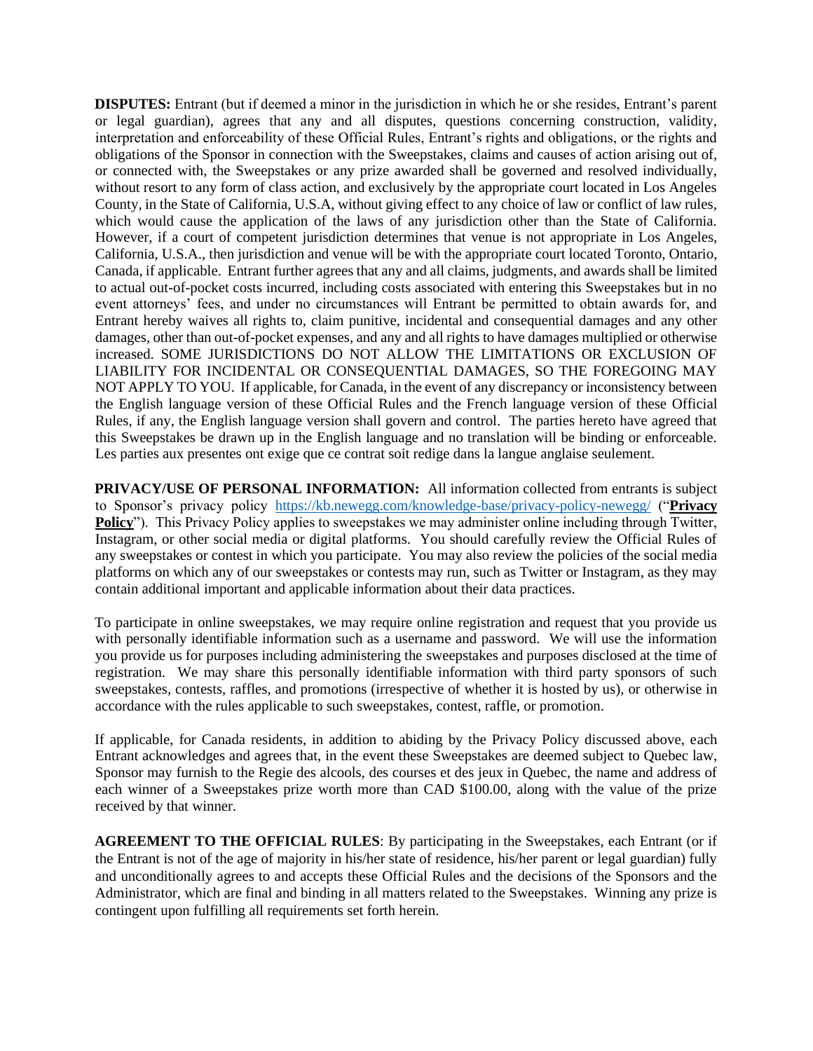**DISPUTES:** Entrant (but if deemed a minor in the jurisdiction in which he or she resides, Entrant's parent or legal guardian), agrees that any and all disputes, questions concerning construction, validity, interpretation and enforceability of these Official Rules, Entrant's rights and obligations, or the rights and obligations of the Sponsor in connection with the Sweepstakes, claims and causes of action arising out of, or connected with, the Sweepstakes or any prize awarded shall be governed and resolved individually, without resort to any form of class action, and exclusively by the appropriate court located in Los Angeles County, in the State of California, U.S.A, without giving effect to any choice of law or conflict of law rules, which would cause the application of the laws of any jurisdiction other than the State of California. However, if a court of competent jurisdiction determines that venue is not appropriate in Los Angeles, California, U.S.A., then jurisdiction and venue will be with the appropriate court located Toronto, Ontario, Canada, if applicable. Entrant further agrees that any and all claims, judgments, and awards shall be limited to actual out-of-pocket costs incurred, including costs associated with entering this Sweepstakes but in no event attorneys' fees, and under no circumstances will Entrant be permitted to obtain awards for, and Entrant hereby waives all rights to, claim punitive, incidental and consequential damages and any other damages, other than out-of-pocket expenses, and any and all rights to have damages multiplied or otherwise increased. SOME JURISDICTIONS DO NOT ALLOW THE LIMITATIONS OR EXCLUSION OF LIABILITY FOR INCIDENTAL OR CONSEQUENTIAL DAMAGES, SO THE FOREGOING MAY NOT APPLY TO YOU. If applicable, for Canada, in the event of any discrepancy or inconsistency between the English language version of these Official Rules and the French language version of these Official Rules, if any, the English language version shall govern and control. The parties hereto have agreed that this Sweepstakes be drawn up in the English language and no translation will be binding or enforceable. Les parties aux presentes ont exige que ce contrat soit redige dans la langue anglaise seulement.

**PRIVACY/USE OF PERSONAL INFORMATION:** All information collected from entrants is subject to Sponsor's privacy policy https://kb.newegg.com/knowledge-base/privacy-policy-newegg/ ("**Privacy Policy**"). This Privacy Policy applies to sweepstakes we may administer online including through Twitter, Instagram, or other social media or digital platforms. You should carefully review the Official Rules of any sweepstakes or contest in which you participate. You may also review the policies of the social media platforms on which any of our sweepstakes or contests may run, such as Twitter or Instagram, as they may contain additional important and applicable information about their data practices.

To participate in online sweepstakes, we may require online registration and request that you provide us with personally identifiable information such as a username and password. We will use the information you provide us for purposes including administering the sweepstakes and purposes disclosed at the time of registration. We may share this personally identifiable information with third party sponsors of such sweepstakes, contests, raffles, and promotions (irrespective of whether it is hosted by us), or otherwise in accordance with the rules applicable to such sweepstakes, contest, raffle, or promotion.

If applicable, for Canada residents, in addition to abiding by the Privacy Policy discussed above, each Entrant acknowledges and agrees that, in the event these Sweepstakes are deemed subject to Quebec law, Sponsor may furnish to the Regie des alcools, des courses et des jeux in Quebec, the name and address of each winner of a Sweepstakes prize worth more than CAD $100.00, along with the value of the prize received by that winner.

**AGREEMENT TO THE OFFICIAL RULES**: By participating in the Sweepstakes, each Entrant (or if the Entrant is not of the age of majority in his/her state of residence, his/her parent or legal guardian) fully and unconditionally agrees to and accepts these Official Rules and the decisions of the Sponsors and the Administrator, which are final and binding in all matters related to the Sweepstakes. Winning any prize is contingent upon fulfilling all requirements set forth herein.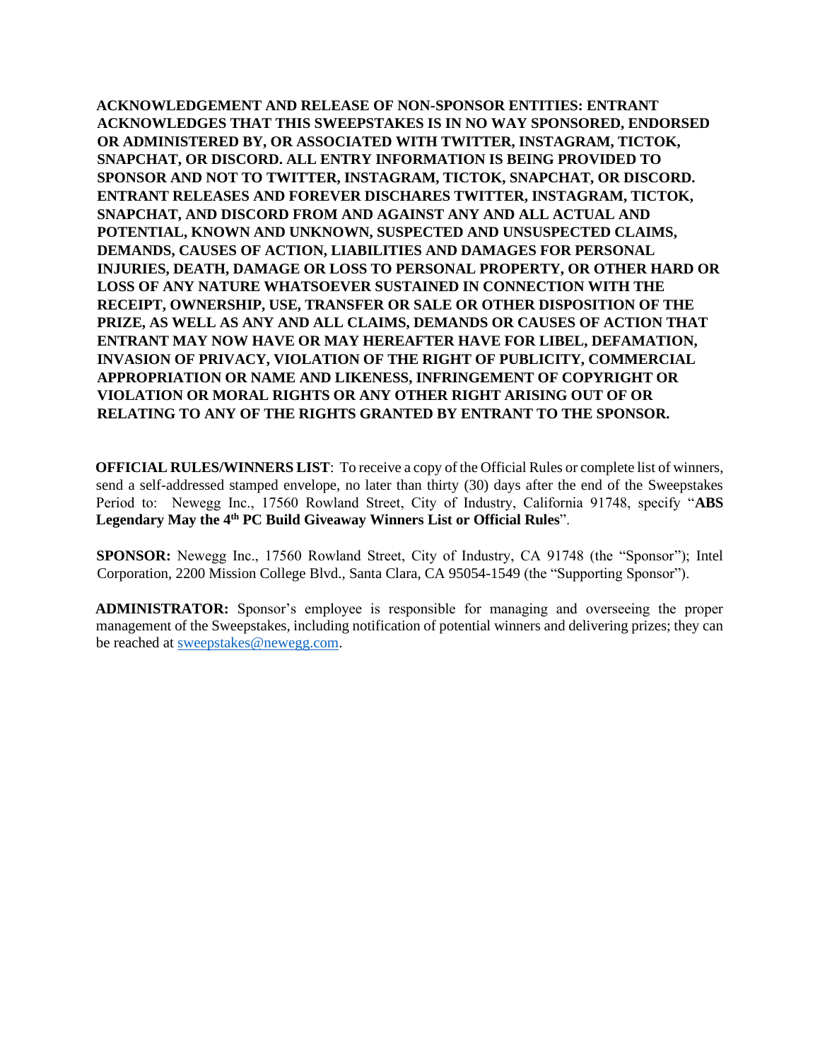**ACKNOWLEDGEMENT AND RELEASE OF NON-SPONSOR ENTITIES: ENTRANT ACKNOWLEDGES THAT THIS SWEEPSTAKES IS IN NO WAY SPONSORED, ENDORSED OR ADMINISTERED BY, OR ASSOCIATED WITH TWITTER, INSTAGRAM, TICTOK, SNAPCHAT, OR DISCORD. ALL ENTRY INFORMATION IS BEING PROVIDED TO SPONSOR AND NOT TO TWITTER, INSTAGRAM, TICTOK, SNAPCHAT, OR DISCORD. ENTRANT RELEASES AND FOREVER DISCHARES TWITTER, INSTAGRAM, TICTOK, SNAPCHAT, AND DISCORD FROM AND AGAINST ANY AND ALL ACTUAL AND POTENTIAL, KNOWN AND UNKNOWN, SUSPECTED AND UNSUSPECTED CLAIMS, DEMANDS, CAUSES OF ACTION, LIABILITIES AND DAMAGES FOR PERSONAL INJURIES, DEATH, DAMAGE OR LOSS TO PERSONAL PROPERTY, OR OTHER HARD OR LOSS OF ANY NATURE WHATSOEVER SUSTAINED IN CONNECTION WITH THE RECEIPT, OWNERSHIP, USE, TRANSFER OR SALE OR OTHER DISPOSITION OF THE PRIZE, AS WELL AS ANY AND ALL CLAIMS, DEMANDS OR CAUSES OF ACTION THAT ENTRANT MAY NOW HAVE OR MAY HEREAFTER HAVE FOR LIBEL, DEFAMATION, INVASION OF PRIVACY, VIOLATION OF THE RIGHT OF PUBLICITY, COMMERCIAL APPROPRIATION OR NAME AND LIKENESS, INFRINGEMENT OF COPYRIGHT OR VIOLATION OR MORAL RIGHTS OR ANY OTHER RIGHT ARISING OUT OF OR RELATING TO ANY OF THE RIGHTS GRANTED BY ENTRANT TO THE SPONSOR.**

**OFFICIAL RULES/WINNERS LIST**: To receive a copy of the Official Rules or complete list of winners, send a self-addressed stamped envelope, no later than thirty (30) days after the end of the Sweepstakes Period to: Newegg Inc., 17560 Rowland Street, City of Industry, California 91748, specify "**ABS Legendary May the 4th PC Build Giveaway Winners List or Official Rules**".

**SPONSOR:** Newegg Inc., 17560 Rowland Street, City of Industry, CA 91748 (the "Sponsor"); Intel Corporation, 2200 Mission College Blvd., Santa Clara, CA 95054-1549 (the "Supporting Sponsor").

**ADMINISTRATOR:** Sponsor's employee is responsible for managing and overseeing the proper management of the Sweepstakes, including notification of potential winners and delivering prizes; they can be reached at sweepstakes@newegg.com.